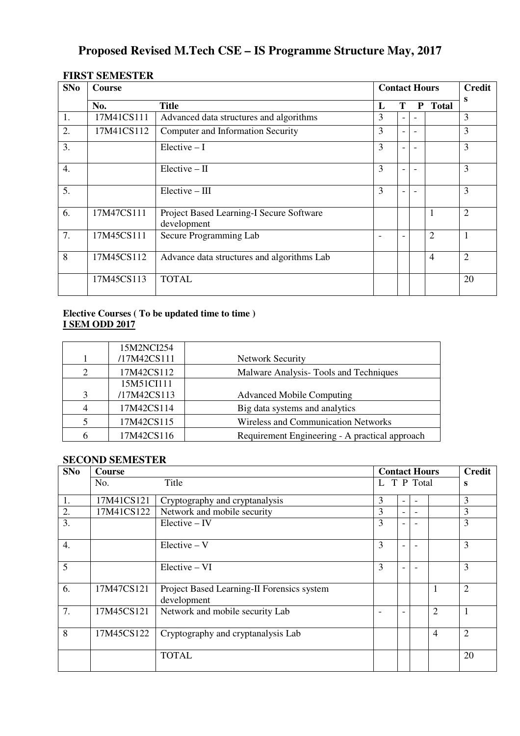# Proposed Revised M.Tech CSE – IS Programme Structure May, 2017

## FIRST SEMESTER

| SNo | Course No. | Title | L | T | P | Total | Credits |
|---|---|---|---|---|---|---|---|
| 1. | 17M41CS111 | Advanced data structures and algorithms | 3 | - | - | | 3 |
| 2. | 17M41CS112 | Computer and Information Security | 3 | - | - | | 3 |
| 3. | | Elective – I | 3 | - | - | | 3 |
| 4. | | Elective – II | 3 | - | - | | 3 |
| 5. | | Elective – III | 3 | - | - | | 3 |
| 6. | 17M47CS111 | Project Based Learning-I Secure Software development | | | | 1 | 2 |
| 7. | 17M45CS111 | Secure Programming Lab | - | - | | 2 | 1 |
| 8 | 17M45CS112 | Advance data structures and algorithms Lab | | | | 4 | 2 |
| | 17M45CS113 | TOTAL | | | | | 20 |

**Elective Courses ( To be updated time to time )**

**I SEM ODD 2017**

| | | |
|---|---|---|
| 1 | 15M2NCI254 /17M42CS111 | Network Security |
| 2 | 17M42CS112 | Malware Analysis- Tools and Techniques |
| 3 | 15M51CI111 /17M42CS113 | Advanced Mobile Computing |
| 4 | 17M42CS114 | Big data systems and analytics |
| 5 | 17M42CS115 | Wireless and Communication Networks |
| 6 | 17M42CS116 | Requirement Engineering - A practical approach |

## SECOND SEMESTER

| SNo | Course No. | Title | L | T | P | Total | Credits |
|---|---|---|---|---|---|---|---|
| 1. | 17M41CS121 | Cryptography and cryptanalysis | 3 | - | - | | 3 |
| 2. | 17M41CS122 | Network and mobile security | 3 | - | - | | 3 |
| 3. | | Elective – IV | 3 | - | - | | 3 |
| 4. | | Elective – V | 3 | - | - | | 3 |
| 5 | | Elective – VI | 3 | - | - | | 3 |
| 6. | 17M47CS121 | Project Based Learning-II Forensics system development | | | | 1 | 2 |
| 7. | 17M45CS121 | Network and mobile security Lab | - | - | | 2 | 1 |
| 8 | 17M45CS122 | Cryptography and cryptanalysis Lab | | | | 4 | 2 |
| | | TOTAL | | | | | 20 |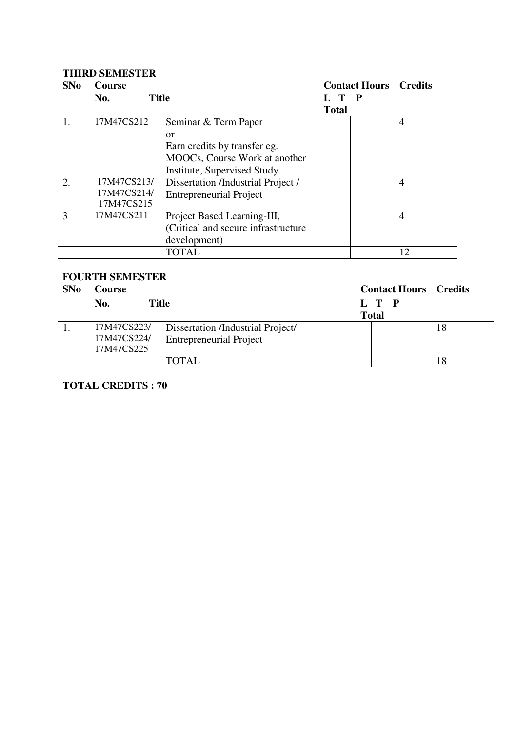**THIRD SEMESTER**

| SNo | Course | | Contact Hours | | | | Credits |
|---|---|---|---|---|---|---|---|
| | No. | Title | L | T | P | Total | |
| 1. | 17M47CS212 | Seminar & Term Paper<br>or<br>Earn credits by transfer eg. MOOCs, Course Work at another Institute, Supervised Study | | | | | 4 |
| 2. | 17M47CS213/<br>17M47CS214/<br>17M47CS215 | Dissertation /Industrial Project / Entrepreneurial Project | | | | | 4 |
| 3 | 17M47CS211 | Project Based Learning-III, (Critical and secure infrastructure development) | | | | | 4 |
| | | TOTAL | | | | | 12 |

**FOURTH SEMESTER**

| SNo | Course | | Contact Hours | | | | Credits |
|---|---|---|---|---|---|---|---|
| | No. | Title | L | T | P | Total | |
| 1. | 17M47CS223/<br>17M47CS224/<br>17M47CS225 | Dissertation /Industrial Project/ Entrepreneurial Project | | | | | 18 |
| | | TOTAL | | | | | 18 |

**TOTAL CREDITS : 70**